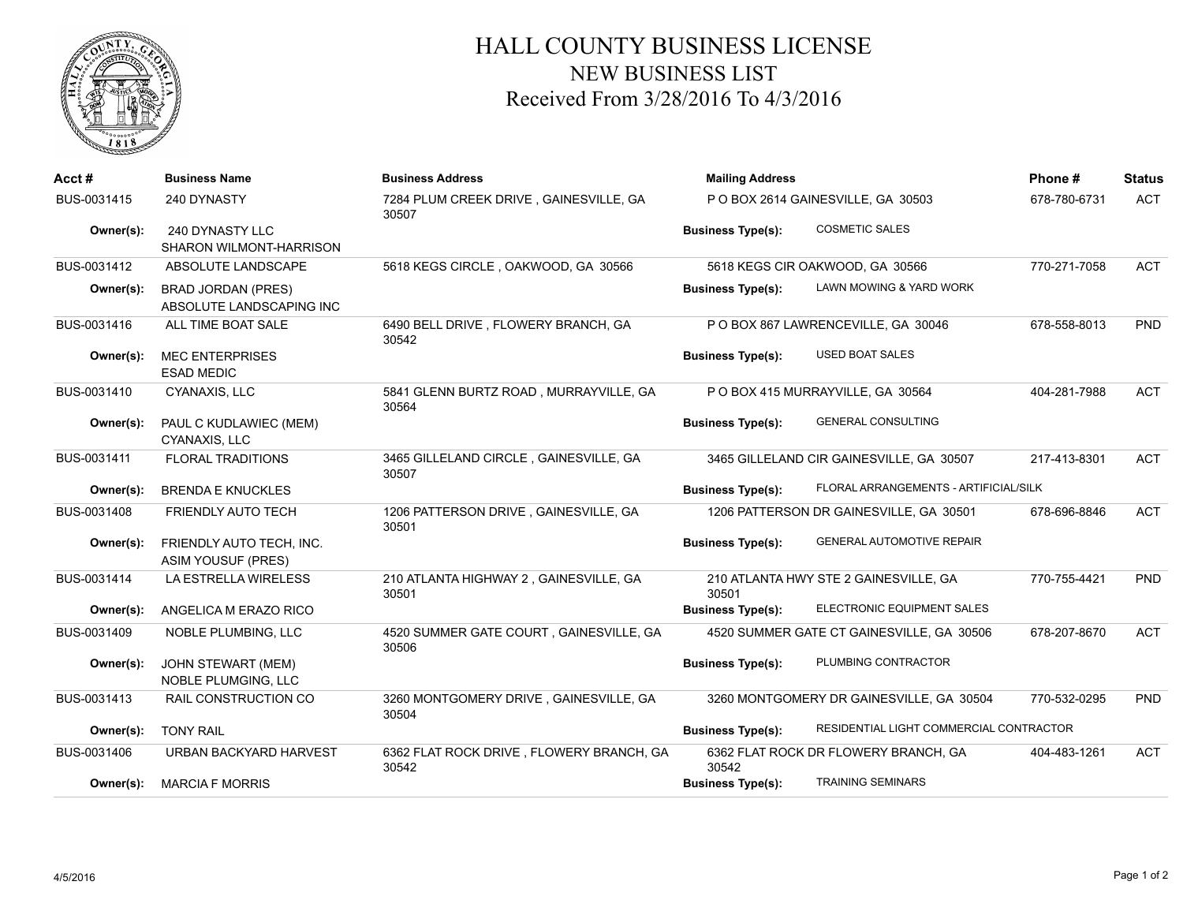# HALL COUNTY BUSINESS LICENSE

## NEW BUSINESS LIST

## Received From 3/28/2016 To 4/3/2016

| Acct # | Business Name | Business Address | Mailing Address | Phone # | Status |
|---|---|---|---|---|---|
| BUS-0031415 | 240 DYNASTY | 7284 PLUM CREEK DRIVE , GAINESVILLE, GA 30507 | P O BOX 2614 GAINESVILLE, GA 30503 | 678-780-6731 | ACT |
| **Owner(s):** | 240 DYNASTY LLC<br>SHARON WILMONT-HARRISON | | **Business Type(s):** COSMETIC SALES | | |
| BUS-0031412 | ABSOLUTE LANDSCAPE | 5618 KEGS CIRCLE , OAKWOOD, GA 30566 | 5618 KEGS CIR OAKWOOD, GA 30566 | 770-271-7058 | ACT |
| **Owner(s):** | BRAD JORDAN (PRES)<br>ABSOLUTE LANDSCAPING INC | | **Business Type(s):** LAWN MOWING & YARD WORK | | |
| BUS-0031416 | ALL TIME BOAT SALE | 6490 BELL DRIVE , FLOWERY BRANCH, GA 30542 | P O BOX 867 LAWRENCEVILLE, GA 30046 | 678-558-8013 | PND |
| **Owner(s):** | MEC ENTERPRISES<br>ESAD MEDIC | | **Business Type(s):** USED BOAT SALES | | |
| BUS-0031410 | CYANAXIS, LLC | 5841 GLENN BURTZ ROAD , MURRAYVILLE, GA 30564 | P O BOX 415 MURRAYVILLE, GA 30564 | 404-281-7988 | ACT |
| **Owner(s):** | PAUL C KUDLAWIEC (MEM)<br>CYANAXIS, LLC | | **Business Type(s):** GENERAL CONSULTING | | |
| BUS-0031411 | FLORAL TRADITIONS | 3465 GILLELAND CIRCLE , GAINESVILLE, GA 30507 | 3465 GILLELAND CIR GAINESVILLE, GA 30507 | 217-413-8301 | ACT |
| **Owner(s):** | BRENDA E KNUCKLES | | **Business Type(s):** FLORAL ARRANGEMENTS - ARTIFICIAL/SILK | | |
| BUS-0031408 | FRIENDLY AUTO TECH | 1206 PATTERSON DRIVE , GAINESVILLE, GA 30501 | 1206 PATTERSON DR GAINESVILLE, GA 30501 | 678-696-8846 | ACT |
| **Owner(s):** | FRIENDLY AUTO TECH, INC.<br>ASIM YOUSUF (PRES) | | **Business Type(s):** GENERAL AUTOMOTIVE REPAIR | | |
| BUS-0031414 | LA ESTRELLA WIRELESS | 210 ATLANTA HIGHWAY 2 , GAINESVILLE, GA 30501 | 210 ATLANTA HWY STE 2 GAINESVILLE, GA 30501 | 770-755-4421 | PND |
| **Owner(s):** | ANGELICA M ERAZO RICO | | **Business Type(s):** ELECTRONIC EQUIPMENT SALES | | |
| BUS-0031409 | NOBLE PLUMBING, LLC | 4520 SUMMER GATE COURT , GAINESVILLE, GA 30506 | 4520 SUMMER GATE CT GAINESVILLE, GA 30506 | 678-207-8670 | ACT |
| **Owner(s):** | JOHN STEWART (MEM)<br>NOBLE PLUMGING, LLC | | **Business Type(s):** PLUMBING CONTRACTOR | | |
| BUS-0031413 | RAIL CONSTRUCTION CO | 3260 MONTGOMERY DRIVE , GAINESVILLE, GA 30504 | 3260 MONTGOMERY DR GAINESVILLE, GA 30504 | 770-532-0295 | PND |
| **Owner(s):** | TONY RAIL | | **Business Type(s):** RESIDENTIAL LIGHT COMMERCIAL CONTRACTOR | | |
| BUS-0031406 | URBAN BACKYARD HARVEST | 6362 FLAT ROCK DRIVE , FLOWERY BRANCH, GA 30542 | 6362 FLAT ROCK DR FLOWERY BRANCH, GA 30542 | 404-483-1261 | ACT |
| **Owner(s):** | MARCIA F MORRIS | | **Business Type(s):** TRAINING SEMINARS | | |

4/5/2016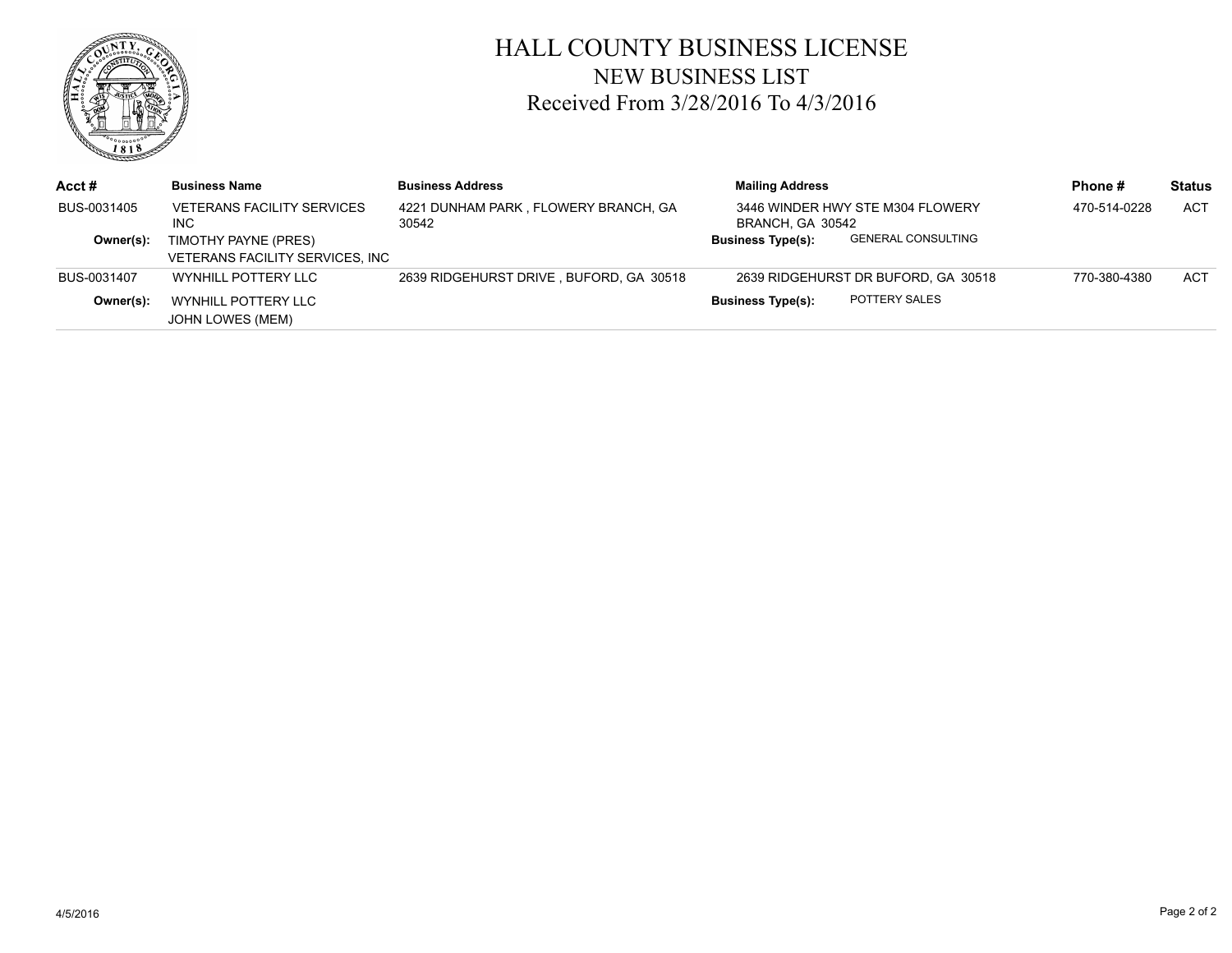# HALL COUNTY BUSINESS LICENSE

## NEW BUSINESS LIST

## Received From 3/28/2016 To 4/3/2016

| Acct # | Business Name | Business Address | Mailing Address | | Phone # | Status |
|---|---|---|---|---|---|---|
| BUS-0031405 | VETERANS FACILITY SERVICES INC | 4221 DUNHAM PARK , FLOWERY BRANCH, GA 30542 | 3446 WINDER HWY STE M304 FLOWERY BRANCH, GA 30542 | | 470-514-0228 | ACT |
| **Owner(s):** | TIMOTHY PAYNE (PRES) VETERANS FACILITY SERVICES, INC | | **Business Type(s):** | GENERAL CONSULTING | | |
| BUS-0031407 | WYNHILL POTTERY LLC | 2639 RIDGEHURST DRIVE , BUFORD, GA 30518 | 2639 RIDGEHURST DR BUFORD, GA 30518 | | 770-380-4380 | ACT |
| **Owner(s):** | WYNHILL POTTERY LLC JOHN LOWES (MEM) | | **Business Type(s):** | POTTERY SALES | | |

4/5/2016